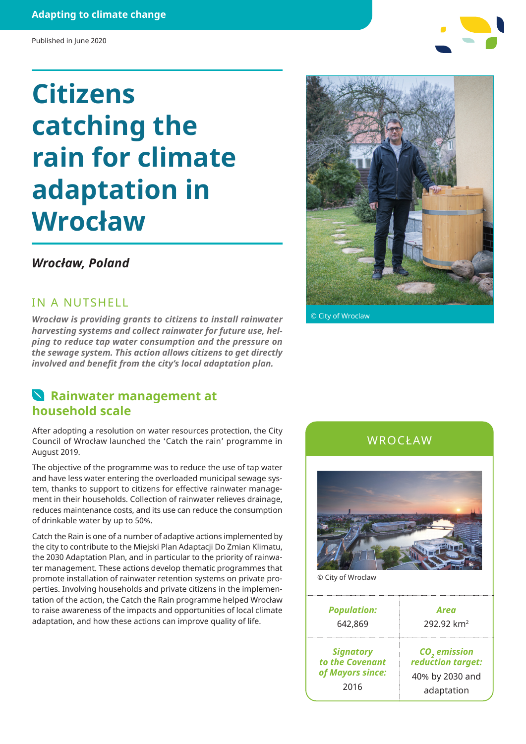Adapting to climate change

Published in June 2020

# Citizens catching the rain for climate adaptation in Wrocław

***Wrocław, Poland***

## IN A NUTSHELL

***Wrocław is providing grants to citizens to install rainwater harvesting systems and collect rainwater for future use, helping to reduce tap water consumption and the pressure on the sewage system. This action allows citizens to get directly involved and benefit from the city's local adaptation plan.***

© City of Wroclaw

## Rainwater management at household scale

After adopting a resolution on water resources protection, the City Council of Wrocław launched the 'Catch the rain' programme in August 2019.

The objective of the programme was to reduce the use of tap water and have less water entering the overloaded municipal sewage system, thanks to support to citizens for effective rainwater management in their households. Collection of rainwater relieves drainage, reduces maintenance costs, and its use can reduce the consumption of drinkable water by up to 50%.

Catch the Rain is one of a number of adaptive actions implemented by the city to contribute to the Miejski Plan Adaptacji Do Zmian Klimatu, the 2030 Adaptation Plan, and in particular to the priority of rainwater management. These actions develop thematic programmes that promote installation of rainwater retention systems on private properties. Involving households and private citizens in the implementation of the action, the Catch the Rain programme helped Wrocław to raise awareness of the impacts and opportunities of local climate adaptation, and how these actions can improve quality of life.

## WROCŁAW

© City of Wroclaw

| | |
|---|---|
| ***Population:*** 642,869 | ***Area*** 292.92 km$^2$ |
| ***Signatory to the Covenant of Mayors since:*** 2016 | ***$CO_2$ emission reduction target:*** 40% by 2030 and adaptation |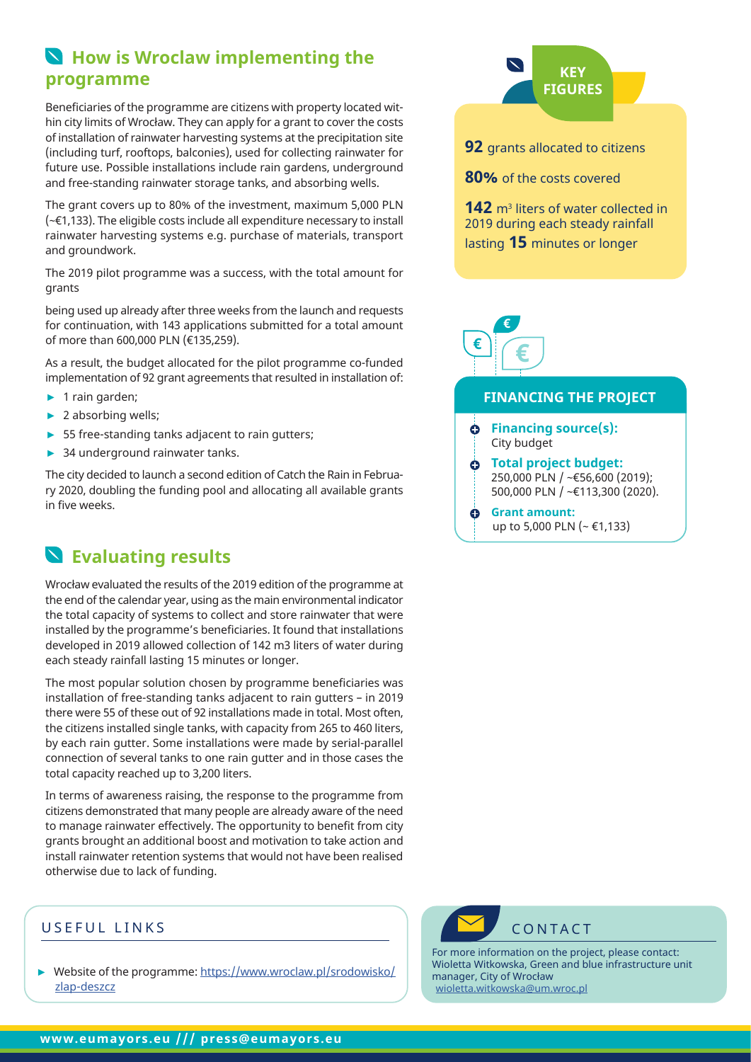## How is Wroclaw implementing the programme

Beneficiaries of the programme are citizens with property located within city limits of Wrocław. They can apply for a grant to cover the costs of installation of rainwater harvesting systems at the precipitation site (including turf, rooftops, balconies), used for collecting rainwater for future use. Possible installations include rain gardens, underground and free-standing rainwater storage tanks, and absorbing wells.

The grant covers up to 80% of the investment, maximum 5,000 PLN (~€1,133). The eligible costs include all expenditure necessary to install rainwater harvesting systems e.g. purchase of materials, transport and groundwork.

The 2019 pilot programme was a success, with the total amount for grants

being used up already after three weeks from the launch and requests for continuation, with 143 applications submitted for a total amount of more than 600,000 PLN (€135,259).

As a result, the budget allocated for the pilot programme co-funded implementation of 92 grant agreements that resulted in installation of:

- 1 rain garden;
- 2 absorbing wells;
- 55 free-standing tanks adjacent to rain gutters;
- 34 underground rainwater tanks.

The city decided to launch a second edition of Catch the Rain in February 2020, doubling the funding pool and allocating all available grants in five weeks.

## Evaluating results

Wrocław evaluated the results of the 2019 edition of the programme at the end of the calendar year, using as the main environmental indicator the total capacity of systems to collect and store rainwater that were installed by the programme's beneficiaries. It found that installations developed in 2019 allowed collection of 142 m3 liters of water during each steady rainfall lasting 15 minutes or longer.

The most popular solution chosen by programme beneficiaries was installation of free-standing tanks adjacent to rain gutters – in 2019 there were 55 of these out of 92 installations made in total. Most often, the citizens installed single tanks, with capacity from 265 to 460 liters, by each rain gutter. Some installations were made by serial-parallel connection of several tanks to one rain gutter and in those cases the total capacity reached up to 3,200 liters.

In terms of awareness raising, the response to the programme from citizens demonstrated that many people are already aware of the need to manage rainwater effectively. The opportunity to benefit from city grants brought an additional boost and motivation to take action and install rainwater retention systems that would not have been realised otherwise due to lack of funding.

### KEY FIGURES

**92** grants allocated to citizens

**80%** of the costs covered

**142** $m^3$ liters of water collected in 2019 during each steady rainfall lasting **15** minutes or longer

### FINANCING THE PROJECT

- **Financing source(s):** City budget
- **Total project budget:** 250,000 PLN / ~€56,600 (2019); 500,000 PLN / ~€113,300 (2020).
- **Grant amount:** up to 5,000 PLN (~ €1,133)

### USEFUL LINKS

- Website of the programme: https://www.wroclaw.pl/srodowisko/zlap-deszcz

### CONTACT

For more information on the project, please contact:
Wioletta Witkowska, Green and blue infrastructure unit manager, City of Wrocław
wioletta.witkowska@um.wroc.pl

www.eumayors.eu /// press@eumayors.eu